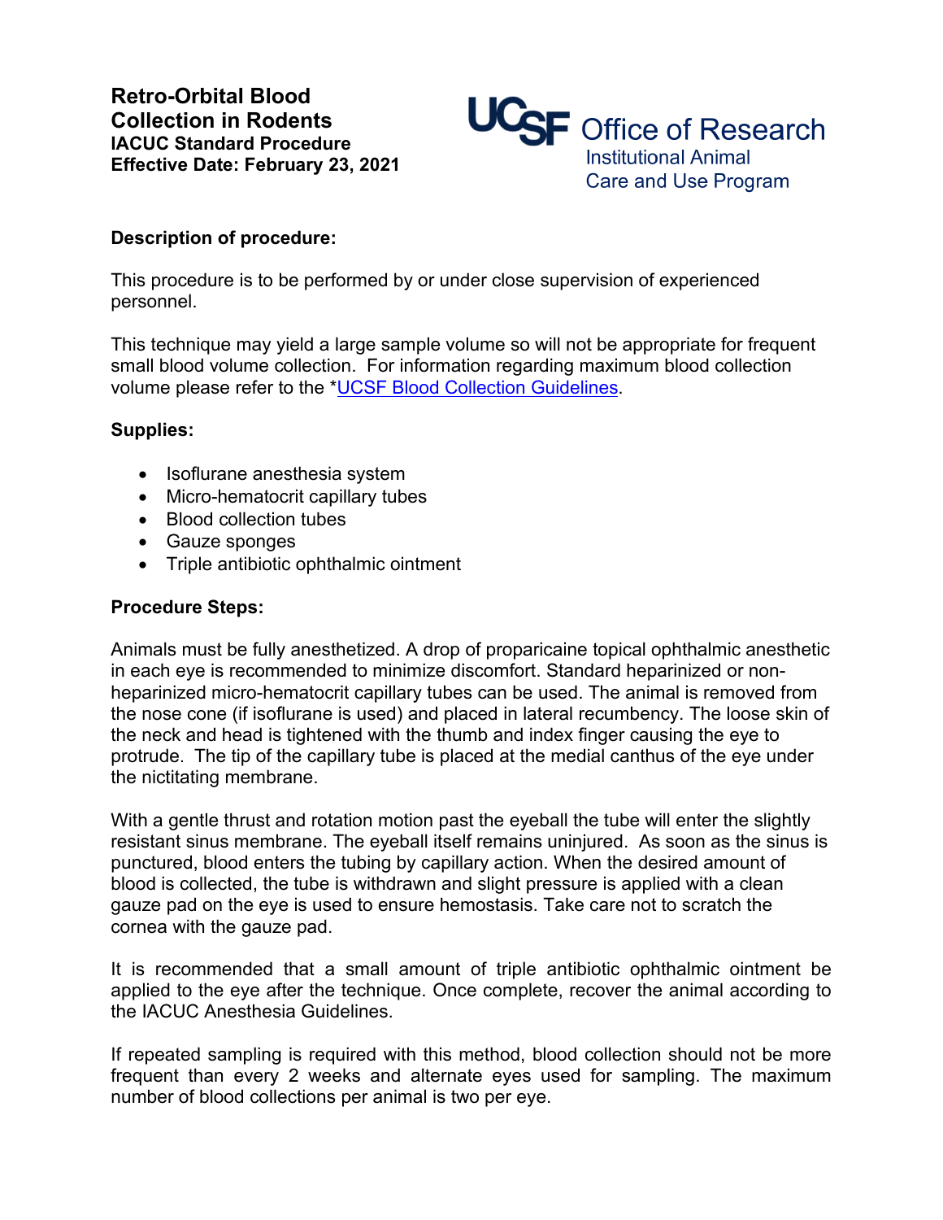# Retro-Orbital Blood Collection in Rodents

**IACUC Standard Procedure**
**Effective Date: February 23, 2021**

UCSF Office of Research
Institutional Animal Care and Use Program

**Description of procedure:**

This procedure is to be performed by or under close supervision of experienced personnel.

This technique may yield a large sample volume so will not be appropriate for frequent small blood volume collection. For information regarding maximum blood collection volume please refer to the *UCSF Blood Collection Guidelines.

**Supplies:**

- Isoflurane anesthesia system
- Micro-hematocrit capillary tubes
- Blood collection tubes
- Gauze sponges
- Triple antibiotic ophthalmic ointment

**Procedure Steps:**

Animals must be fully anesthetized. A drop of proparicaine topical ophthalmic anesthetic in each eye is recommended to minimize discomfort. Standard heparinized or non-heparinized micro-hematocrit capillary tubes can be used. The animal is removed from the nose cone (if isoflurane is used) and placed in lateral recumbency. The loose skin of the neck and head is tightened with the thumb and index finger causing the eye to protrude. The tip of the capillary tube is placed at the medial canthus of the eye under the nictitating membrane.

With a gentle thrust and rotation motion past the eyeball the tube will enter the slightly resistant sinus membrane. The eyeball itself remains uninjured. As soon as the sinus is punctured, blood enters the tubing by capillary action. When the desired amount of blood is collected, the tube is withdrawn and slight pressure is applied with a clean gauze pad on the eye is used to ensure hemostasis. Take care not to scratch the cornea with the gauze pad.

It is recommended that a small amount of triple antibiotic ophthalmic ointment be applied to the eye after the technique. Once complete, recover the animal according to the IACUC Anesthesia Guidelines.

If repeated sampling is required with this method, blood collection should not be more frequent than every 2 weeks and alternate eyes used for sampling. The maximum number of blood collections per animal is two per eye.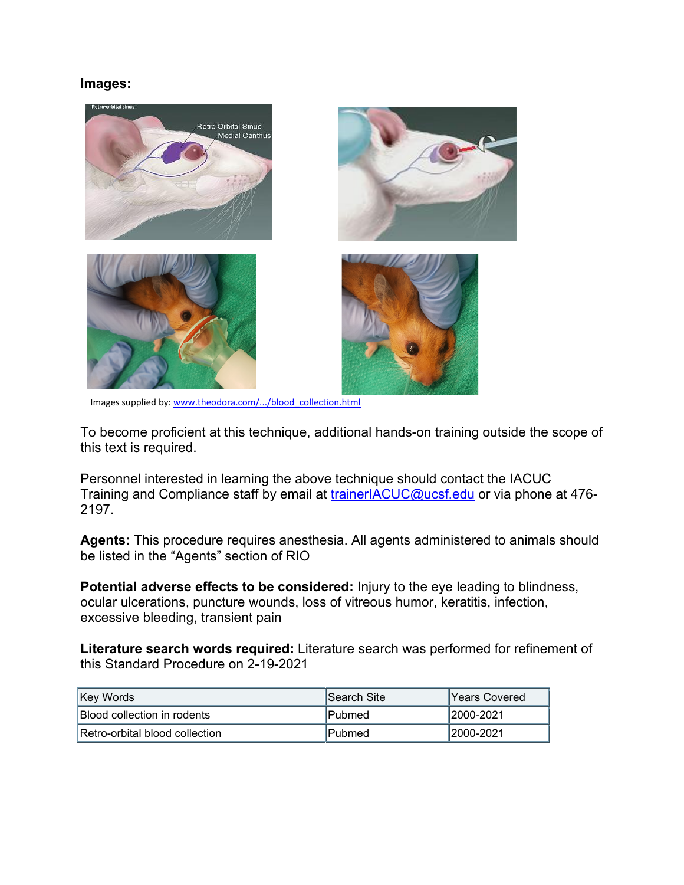**Images:**

Images supplied by: www.theodora.com/.../blood_collection.html

To become proficient at this technique, additional hands-on training outside the scope of this text is required.

Personnel interested in learning the above technique should contact the IACUC Training and Compliance staff by email at trainerIACUC@ucsf.edu or via phone at 476-2197.

**Agents:** This procedure requires anesthesia. All agents administered to animals should be listed in the "Agents" section of RIO

**Potential adverse effects to be considered:** Injury to the eye leading to blindness, ocular ulcerations, puncture wounds, loss of vitreous humor, keratitis, infection, excessive bleeding, transient pain

**Literature search words required:** Literature search was performed for refinement of this Standard Procedure on 2-19-2021

| Key Words | Search Site | Years Covered |
|---|---|---|
| Blood collection in rodents | Pubmed | 2000-2021 |
| Retro-orbital blood collection | Pubmed | 2000-2021 |